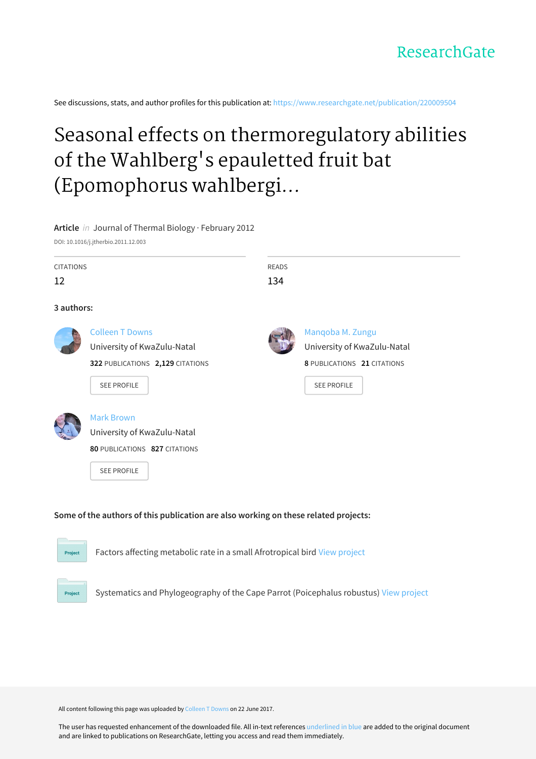ResearchGate

See discussions, stats, and author profiles for this publication at: https://www.researchgate.net/publication/220009504

# Seasonal effects on thermoregulatory abilities of the Wahlberg's epauletted fruit bat (Epomophorus wahlbergi...

**Article** *in* Journal of Thermal Biology · February 2012

DOI: 10.1016/j.jtherbio.2011.12.003

CITATIONS
12

READS
134

**3 authors:**

Colleen T Downs
University of KwaZulu-Natal
**322** PUBLICATIONS **2,129** CITATIONS
SEE PROFILE

Manqoba M. Zungu
University of KwaZulu-Natal
**8** PUBLICATIONS **21** CITATIONS
SEE PROFILE

Mark Brown
University of KwaZulu-Natal
**80** PUBLICATIONS **827** CITATIONS
SEE PROFILE

**Some of the authors of this publication are also working on these related projects:**

Project: Factors affecting metabolic rate in a small Afrotropical bird View project

Project: Systematics and Phylogeography of the Cape Parrot (Poicephalus robustus) View project

All content following this page was uploaded by Colleen T Downs on 22 June 2017.

The user has requested enhancement of the downloaded file. All in-text references underlined in blue are added to the original document and are linked to publications on ResearchGate, letting you access and read them immediately.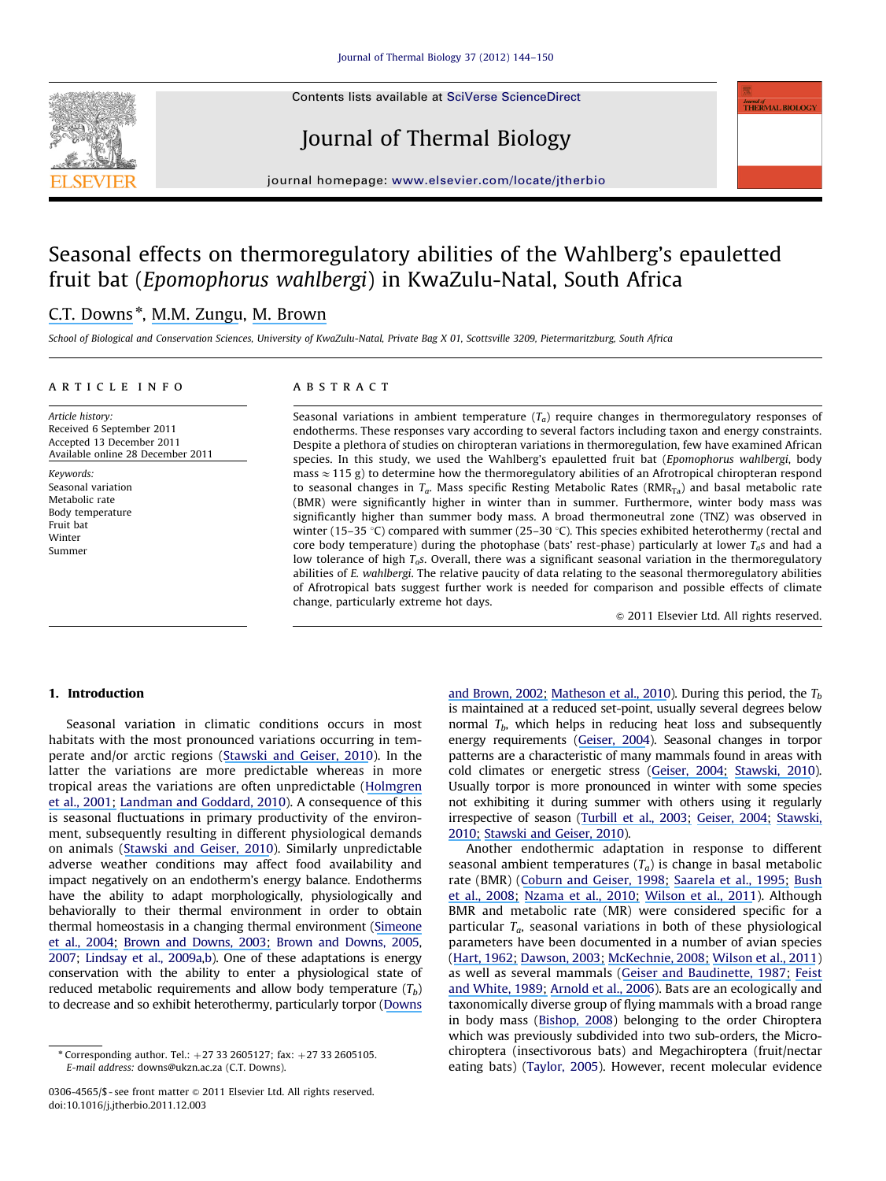# Seasonal effects on thermoregulatory abilities of the Wahlberg's epauletted fruit bat (*Epomophorus wahlbergi*) in KwaZulu-Natal, South Africa

C.T. Downs*, M.M. Zungu, M. Brown

*School of Biological and Conservation Sciences, University of KwaZulu-Natal, Private Bag X 01, Scottsville 3209, Pietermaritzburg, South Africa*

---

**ARTICLE INFO**

*Article history:*
Received 6 September 2011
Accepted 13 December 2011
Available online 28 December 2011

*Keywords:*
Seasonal variation
Metabolic rate
Body temperature
Fruit bat
Winter
Summer

---

**ABSTRACT**

Seasonal variations in ambient temperature ($T_a$) require changes in thermoregulatory responses of endotherms. These responses vary according to several factors including taxon and energy constraints. Despite a plethora of studies on chiropteran variations in thermoregulation, few have examined African species. In this study, we used the Wahlberg's epauletted fruit bat (*Epomophorus wahlbergi*, body mass ≈ 115 g) to determine how the thermoregulatory abilities of an Afrotropical chiropteran respond to seasonal changes in $T_a$. Mass specific Resting Metabolic Rates ($RMR_{Ta}$) and basal metabolic rate (BMR) were significantly higher in winter than in summer. Furthermore, winter body mass was significantly higher than summer body mass. A broad thermoneutral zone (TNZ) was observed in winter (15–35 °C) compared with summer (25–30 °C). This species exhibited heterothermy (rectal and core body temperature) during the photophase (bats' rest-phase) particularly at lower $T_a$s and had a low tolerance of high $T_a$s. Overall, there was a significant seasonal variation in the thermoregulatory abilities of *E. wahlbergi*. The relative paucity of data relating to the seasonal thermoregulatory abilities of Afrotropical bats suggest further work is needed for comparison and possible effects of climate change, particularly extreme hot days.

© 2011 Elsevier Ltd. All rights reserved.

---

## 1. Introduction

Seasonal variation in climatic conditions occurs in most habitats with the most pronounced variations occurring in temperate and/or arctic regions (Stawski and Geiser, 2010). In the latter the variations are more predictable whereas in more tropical areas the variations are often unpredictable (Holmgren et al., 2001; Landman and Goddard, 2010). A consequence of this is seasonal fluctuations in primary productivity of the environment, subsequently resulting in different physiological demands on animals (Stawski and Geiser, 2010). Similarly unpredictable adverse weather conditions may affect food availability and impact negatively on an endotherm's energy balance. Endotherms have the ability to adapt morphologically, physiologically and behaviorally to their thermal environment in order to obtain thermal homeostasis in a changing thermal environment (Simeone et al., 2004; Brown and Downs, 2003; Brown and Downs, 2005, 2007; Lindsay et al., 2009a,b). One of these adaptations is energy conservation with the ability to enter a physiological state of reduced metabolic requirements and allow body temperature ($T_b$) to decrease and so exhibit heterothermy, particularly torpor (Downs and Brown, 2002; Matheson et al., 2010). During this period, the $T_b$ is maintained at a reduced set-point, usually several degrees below normal $T_b$, which helps in reducing heat loss and subsequently energy requirements (Geiser, 2004). Seasonal changes in torpor patterns are a characteristic of many mammals found in areas with cold climates or energetic stress (Geiser, 2004; Stawski, 2010). Usually torpor is more pronounced in winter with some species not exhibiting it during summer with others using it regularly irrespective of season (Turbill et al., 2003; Geiser, 2004; Stawski, 2010; Stawski and Geiser, 2010).

Another endothermic adaptation in response to different seasonal ambient temperatures ($T_a$) is change in basal metabolic rate (BMR) (Coburn and Geiser, 1998; Saarela et al., 1995; Bush et al., 2008; Nzama et al., 2010; Wilson et al., 2011). Although BMR and metabolic rate (MR) were considered specific for a particular $T_a$, seasonal variations in both of these physiological parameters have been documented in a number of avian species (Hart, 1962; Dawson, 2003; McKechnie, 2008; Wilson et al., 2011) as well as several mammals (Geiser and Baudinette, 1987; Feist and White, 1989; Arnold et al., 2006). Bats are an ecologically and taxonomically diverse group of flying mammals with a broad range in body mass (Bishop, 2008) belonging to the order Chiroptera which was previously subdivided into two sub-orders, the Microchiroptera (insectivorous bats) and Megachiroptera (fruit/nectar eating bats) (Taylor, 2005). However, recent molecular evidence

---

* Corresponding author. Tel.: +27 33 2605127; fax: +27 33 2605105. E-mail address: downs@ukzn.ac.za (C.T. Downs).

0306-4565/$ - see front matter © 2011 Elsevier Ltd. All rights reserved.
doi:10.1016/j.jtherbio.2011.12.003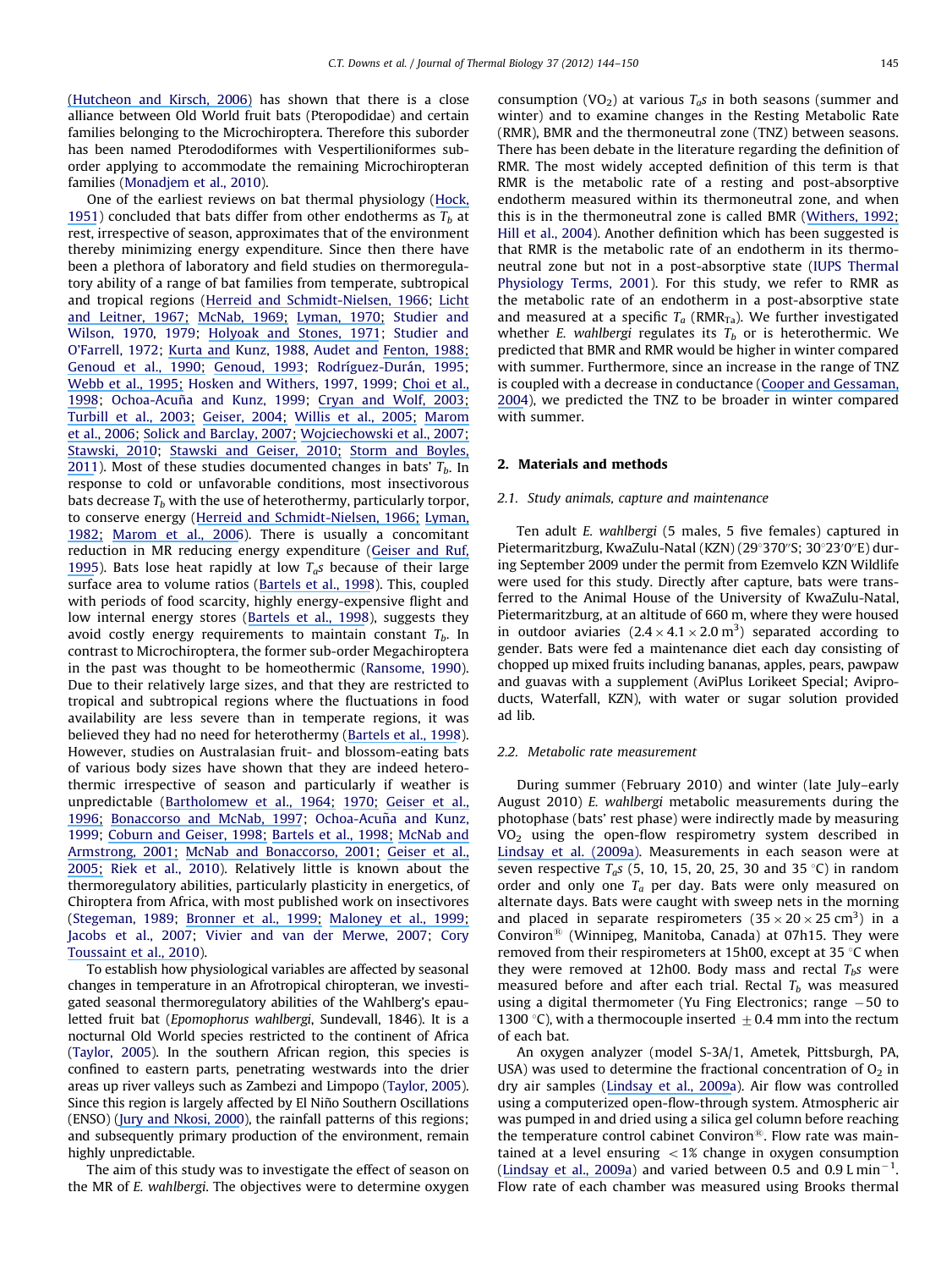(Hutcheon and Kirsch, 2006) has shown that there is a close alliance between Old World fruit bats (Pteropodidae) and certain families belonging to the Microchiroptera. Therefore this suborder has been named Pterododiformes with Vespertilioniformes suborder applying to accommodate the remaining Microchiropteran families (Monadjem et al., 2010).

One of the earliest reviews on bat thermal physiology (Hock, 1951) concluded that bats differ from other endotherms as $T_b$ at rest, irrespective of season, approximates that of the environment thereby minimizing energy expenditure. Since then there have been a plethora of laboratory and field studies on thermoregulatory ability of a range of bat families from temperate, subtropical and tropical regions (Herreid and Schmidt-Nielsen, 1966; Licht and Leitner, 1967; McNab, 1969; Lyman, 1970; Studier and Wilson, 1970, 1979; Holyoak and Stones, 1971; Studier and O'Farrell, 1972; Kurta and Kunz, 1988, Audet and Fenton, 1988; Genoud et al., 1990; Genoud, 1993; Rodríguez-Durán, 1995; Webb et al., 1995; Hosken and Withers, 1997, 1999; Choi et al., 1998; Ochoa-Acuña and Kunz, 1999; Cryan and Wolf, 2003; Turbill et al., 2003; Geiser, 2004; Willis et al., 2005; Marom et al., 2006; Solick and Barclay, 2007; Wojciechowski et al., 2007; Stawski, 2010; Stawski and Geiser, 2010; Storm and Boyles, 2011). Most of these studies documented changes in bats' $T_b$. In response to cold or unfavorable conditions, most insectivorous bats decrease $T_b$ with the use of heterothermy, particularly torpor, to conserve energy (Herreid and Schmidt-Nielsen, 1966; Lyman, 1982; Marom et al., 2006). There is usually a concomitant reduction in MR reducing energy expenditure (Geiser and Ruf, 1995). Bats lose heat rapidly at low $T_a$s because of their large surface area to volume ratios (Bartels et al., 1998). This, coupled with periods of food scarcity, highly energy-expensive flight and low internal energy stores (Bartels et al., 1998), suggests they avoid costly energy requirements to maintain constant $T_b$. In contrast to Microchiroptera, the former sub-order Megachiroptera in the past was thought to be homeothermic (Ransome, 1990). Due to their relatively large sizes, and that they are restricted to tropical and subtropical regions where the fluctuations in food availability are less severe than in temperate regions, it was believed they had no need for heterothermy (Bartels et al., 1998). However, studies on Australasian fruit- and blossom-eating bats of various body sizes have shown that they are indeed heterothermic irrespective of season and particularly if weather is unpredictable (Bartholomew et al., 1964; 1970; Geiser et al., 1996; Bonaccorso and McNab, 1997; Ochoa-Acuña and Kunz, 1999; Coburn and Geiser, 1998; Bartels et al., 1998; McNab and Armstrong, 2001; McNab and Bonaccorso, 2001; Geiser et al., 2005; Riek et al., 2010). Relatively little is known about the thermoregulatory abilities, particularly plasticity in energetics, of Chiroptera from Africa, with most published work on insectivores (Stegeman, 1989; Bronner et al., 1999; Maloney et al., 1999; Jacobs et al., 2007; Vivier and van der Merwe, 2007; Cory Toussaint et al., 2010).

To establish how physiological variables are affected by seasonal changes in temperature in an Afrotropical chiropteran, we investigated seasonal thermoregulatory abilities of the Wahlberg's epauletted fruit bat (*Epomophorus wahlbergi*, Sundevall, 1846). It is a nocturnal Old World species restricted to the continent of Africa (Taylor, 2005). In the southern African region, this species is confined to eastern parts, penetrating westwards into the drier areas up river valleys such as Zambezi and Limpopo (Taylor, 2005). Since this region is largely affected by El Niño Southern Oscillations (ENSO) (Jury and Nkosi, 2000), the rainfall patterns of this regions; and subsequently primary production of the environment, remain highly unpredictable.

The aim of this study was to investigate the effect of season on the MR of *E. wahlbergi*. The objectives were to determine oxygen consumption ($VO_2$) at various $T_a$s in both seasons (summer and winter) and to examine changes in the Resting Metabolic Rate (RMR), BMR and the thermoneutral zone (TNZ) between seasons. There has been debate in the literature regarding the definition of RMR. The most widely accepted definition of this term is that RMR is the metabolic rate of a resting and post-absorptive endotherm measured within its thermoneutral zone, and when this is in the thermoneutral zone is called BMR (Withers, 1992; Hill et al., 2004). Another definition which has been suggested is that RMR is the metabolic rate of an endotherm in its thermoneutral zone but not in a post-absorptive state (IUPS Thermal Physiology Terms, 2001). For this study, we refer to RMR as the metabolic rate of an endotherm in a post-absorptive state and measured at a specific $T_a$ ($RMR_{Ta}$). We further investigated whether *E. wahlbergi* regulates its $T_b$ or is heterothermic. We predicted that BMR and RMR would be higher in winter compared with summer. Furthermore, since an increase in the range of TNZ is coupled with a decrease in conductance (Cooper and Gessaman, 2004), we predicted the TNZ to be broader in winter compared with summer.

## 2. Materials and methods

### 2.1. Study animals, capture and maintenance

Ten adult *E. wahlbergi* (5 males, 5 five females) captured in Pietermaritzburg, KwaZulu-Natal (KZN) (29°370″S; 30°23′0″E) during September 2009 under the permit from Ezemvelo KZN Wildlife were used for this study. Directly after capture, bats were transferred to the Animal House of the University of KwaZulu-Natal, Pietermaritzburg, at an altitude of 660 m, where they were housed in outdoor aviaries ($2.4 \times 4.1 \times 2.0\ m^3$) separated according to gender. Bats were fed a maintenance diet each day consisting of chopped up mixed fruits including bananas, apples, pears, pawpaw and guavas with a supplement (AviPlus Lorikeet Special; Aviproducts, Waterfall, KZN), with water or sugar solution provided ad lib.

### 2.2. Metabolic rate measurement

During summer (February 2010) and winter (late July–early August 2010) *E. wahlbergi* metabolic measurements during the photophase (bats' rest phase) were indirectly made by measuring $VO_2$ using the open-flow respirometry system described in Lindsay et al. (2009a). Measurements in each season were at seven respective $T_a$s (5, 10, 15, 20, 25, 30 and 35 °C) in random order and only one $T_a$ per day. Bats were only measured on alternate days. Bats were caught with sweep nets in the morning and placed in separate respirometers ($35 \times 20 \times 25\ cm^3$) in a Conviron® (Winnipeg, Manitoba, Canada) at 07h15. They were removed from their respirometers at 15h00, except at 35 °C when they were removed at 12h00. Body mass and rectal $T_b$s were measured before and after each trial. Rectal $T_b$ was measured using a digital thermometer (Yu Fing Electronics; range −50 to 1300 °C), with a thermocouple inserted ±0.4 mm into the rectum of each bat.

An oxygen analyzer (model S-3A/1, Ametek, Pittsburgh, PA, USA) was used to determine the fractional concentration of $O_2$ in dry air samples (Lindsay et al., 2009a). Air flow was controlled using a computerized open-flow-through system. Atmospheric air was pumped in and dried using a silica gel column before reaching the temperature control cabinet Conviron®. Flow rate was maintained at a level ensuring <1% change in oxygen consumption (Lindsay et al., 2009a) and varied between 0.5 and 0.9 L min$^{-1}$. Flow rate of each chamber was measured using Brooks thermal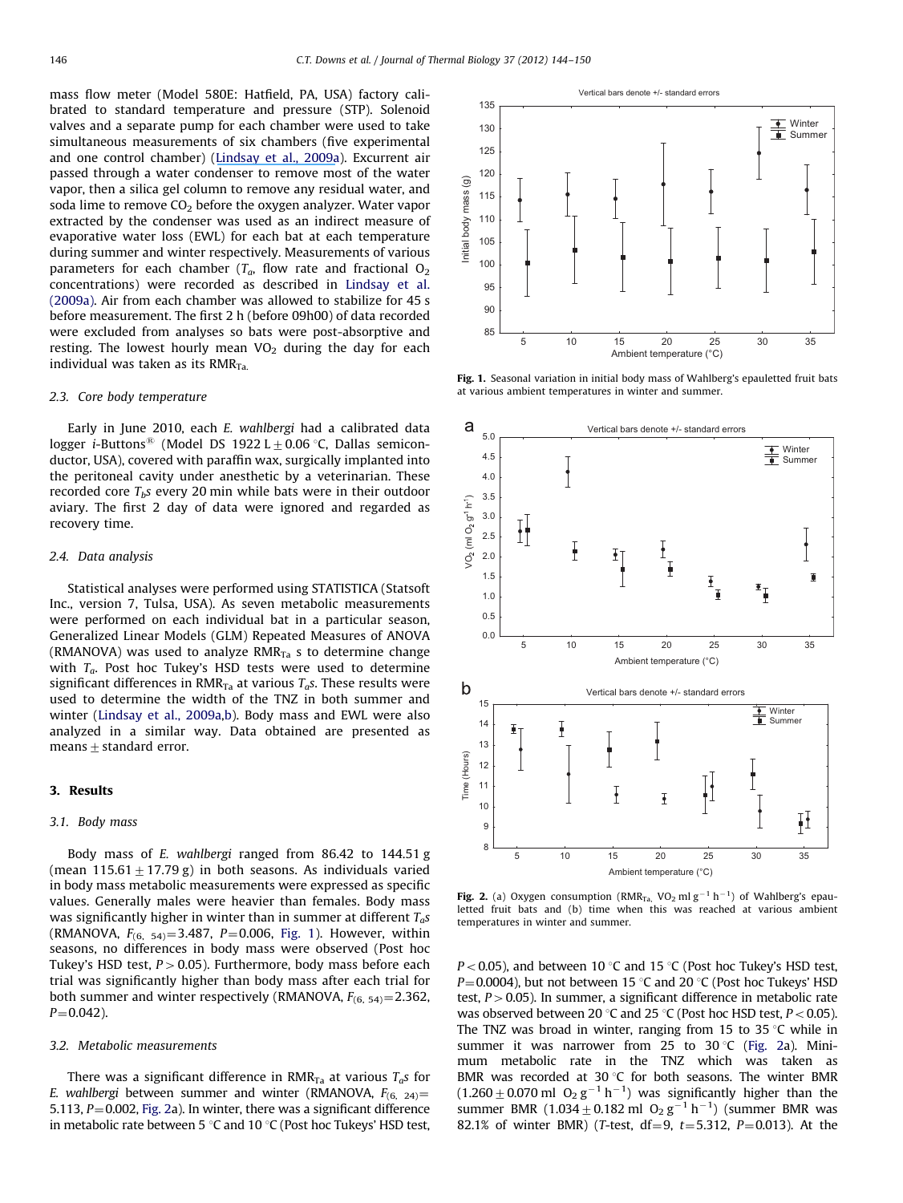mass flow meter (Model 580E: Hatfield, PA, USA) factory calibrated to standard temperature and pressure (STP). Solenoid valves and a separate pump for each chamber were used to take simultaneous measurements of six chambers (five experimental and one control chamber) (Lindsay et al., 2009a). Excurrent air passed through a water condenser to remove most of the water vapor, then a silica gel column to remove any residual water, and soda lime to remove $CO_2$ before the oxygen analyzer. Water vapor extracted by the condenser was used as an indirect measure of evaporative water loss (EWL) for each bat at each temperature during summer and winter respectively. Measurements of various parameters for each chamber ($T_a$, flow rate and fractional $O_2$ concentrations) were recorded as described in Lindsay et al. (2009a). Air from each chamber was allowed to stabilize for 45 s before measurement. The first 2 h (before 09h00) of data recorded were excluded from analyses so bats were post-absorptive and resting. The lowest hourly mean $VO_2$ during the day for each individual was taken as its $RMR_{Ta.}$

### 2.3. Core body temperature

Early in June 2010, each *E. wahlbergi* had a calibrated data logger *i*-Buttons® (Model DS 1922 L $\pm$ 0.06 °C, Dallas semiconductor, USA), covered with paraffin wax, surgically implanted into the peritoneal cavity under anesthetic by a veterinarian. These recorded core $T_b$s every 20 min while bats were in their outdoor aviary. The first 2 day of data were ignored and regarded as recovery time.

### 2.4. Data analysis

Statistical analyses were performed using STATISTICA (Statsoft Inc., version 7, Tulsa, USA). As seven metabolic measurements were performed on each individual bat in a particular season, Generalized Linear Models (GLM) Repeated Measures of ANOVA (RMANOVA) was used to analyze $RMR_{Ta}$ s to determine change with $T_a$. Post hoc Tukey's HSD tests were used to determine significant differences in $RMR_{Ta}$ at various $T_a$s. These results were used to determine the width of the TNZ in both summer and winter (Lindsay et al., 2009a,b). Body mass and EWL were also analyzed in a similar way. Data obtained are presented as means $\pm$ standard error.

## 3. Results

### 3.1. Body mass

Body mass of *E. wahlbergi* ranged from 86.42 to 144.51 g (mean 115.61 $\pm$ 17.79 g) in both seasons. As individuals varied in body mass metabolic measurements were expressed as specific values. Generally males were heavier than females. Body mass was significantly higher in winter than in summer at different $T_a$s (RMANOVA, $F_{(6,\ 54)}=3.487$, $P=0.006$, Fig. 1). However, within seasons, no differences in body mass were observed (Post hoc Tukey's HSD test, $P>0.05$). Furthermore, body mass before each trial was significantly higher than body mass after each trial for both summer and winter respectively (RMANOVA, $F_{(6,\ 54)}=2.362$, $P=0.042$).

### 3.2. Metabolic measurements

There was a significant difference in $RMR_{Ta}$ at various $T_a$s for *E. wahlbergi* between summer and winter (RMANOVA, $F_{(6,\ 24)}=5.113$, $P=0.002$, Fig. 2a). In winter, there was a significant difference in metabolic rate between 5 °C and 10 °C (Post hoc Tukeys' HSD test, $P<0.05$), and between 10 °C and 15 °C (Post hoc Tukey's HSD test, $P=0.0004$), but not between 15 °C and 20 °C (Post hoc Tukeys' HSD test, $P>0.05$). In summer, a significant difference in metabolic rate was observed between 20 °C and 25 °C (Post hoc HSD test, $P<0.05$). The TNZ was broad in winter, ranging from 15 to 35 °C while in summer it was narrower from 25 to 30 °C (Fig. 2a). Minimum metabolic rate in the TNZ which was taken as BMR was recorded at 30 °C for both seasons. The winter BMR ($1.260 \pm 0.070$ ml $O_2\ g^{-1}\ h^{-1}$) was significantly higher than the summer BMR ($1.034 \pm 0.182$ ml $O_2\ g^{-1}\ h^{-1}$) (summer BMR was 82.1% of winter BMR) (*T*-test, df=9, $t=5.312$, $P=0.013$). At the

**Fig. 1.** Seasonal variation in initial body mass of Wahlberg's epauletted fruit bats at various ambient temperatures in winter and summer.

**Fig. 2.** (a) Oxygen consumption ($RMR_{Ta}$, $VO_2$ ml $g^{-1}\ h^{-1}$) of Wahlberg's epauletted fruit bats and (b) time when this was reached at various ambient temperatures in winter and summer.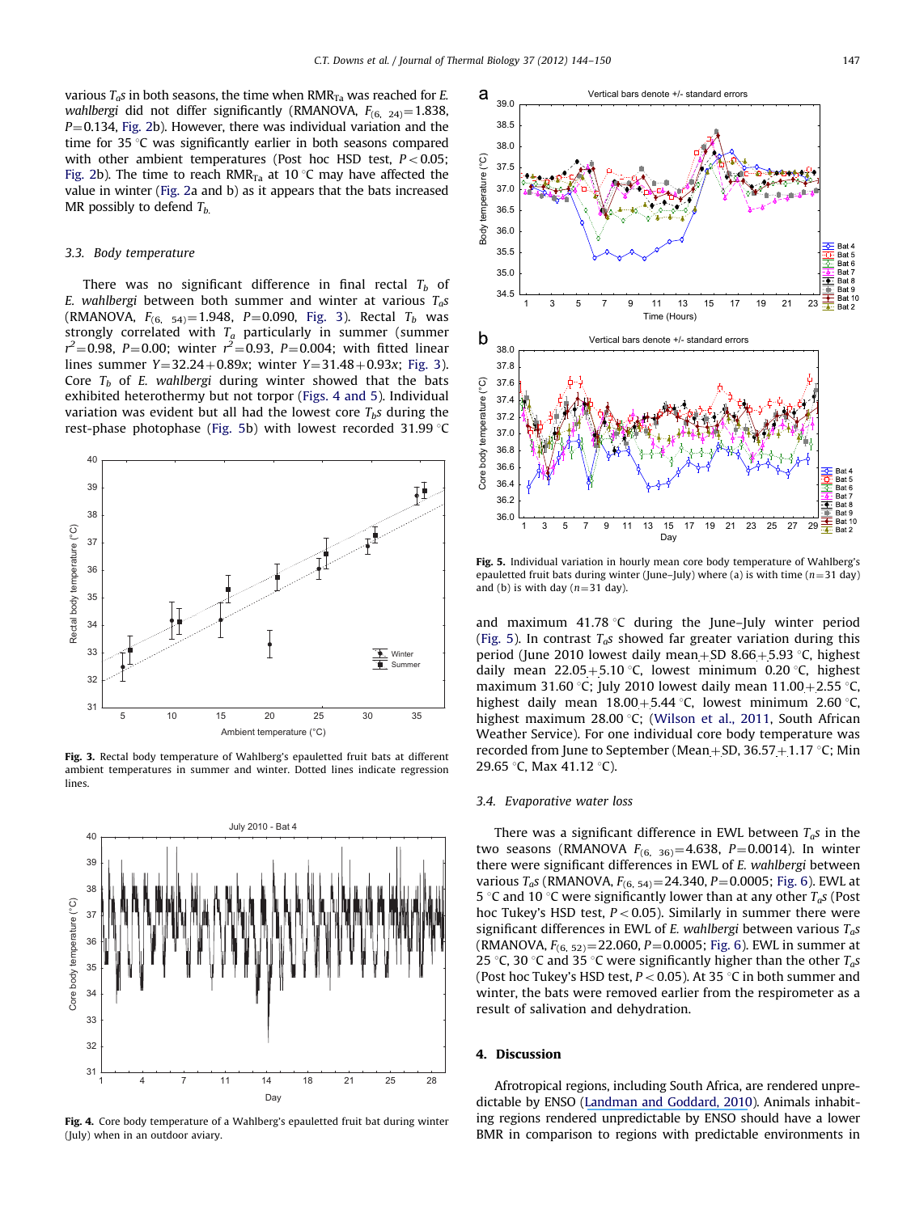various $T_a$s in both seasons, the time when $RMR_{Ta}$ was reached for *E. wahlbergi* did not differ significantly (RMANOVA, $F_{(6, 24)}=1.838$, $P=0.134$, Fig. 2b). However, there was individual variation and the time for 35 °C was significantly earlier in both seasons compared with other ambient temperatures (Post hoc HSD test, $P<0.05$; Fig. 2b). The time to reach $RMR_{Ta}$ at 10 °C may have affected the value in winter (Fig. 2a and b) as it appears that the bats increased MR possibly to defend $T_b$.

### 3.3. Body temperature

There was no significant difference in final rectal $T_b$ of *E. wahlbergi* between both summer and winter at various $T_a$s (RMANOVA, $F_{(6, 54)}=1.948$, $P=0.090$, Fig. 3). Rectal $T_b$ was strongly correlated with $T_a$ particularly in summer (summer $r^2=0.98$, $P=0.00$; winter $r^2=0.93$, $P=0.004$; with fitted linear lines summer $Y=32.24+0.89x$; winter $Y=31.48+0.93x$; Fig. 3). Core $T_b$ of *E. wahlbergi* during winter showed that the bats exhibited heterothermy but not torpor (Figs. 4 and 5). Individual variation was evident but all had the lowest core $T_b$s during the rest-phase photophase (Fig. 5b) with lowest recorded 31.99 °C and maximum 41.78 °C during the June–July winter period (Fig. 5). In contrast $T_a$s showed far greater variation during this period (June 2010 lowest daily mean ± SD 8.66 ± 5.93 °C, highest daily mean 22.05 ± 5.10 °C, lowest minimum 0.20 °C, highest maximum 31.60 °C; July 2010 lowest daily mean 11.00 ± 2.55 °C, highest daily mean 18.00 ± 5.44 °C, lowest minimum 2.60 °C, highest maximum 28.00 °C; (Wilson et al., 2011, South African Weather Service). For one individual core body temperature was recorded from June to September (Mean ± SD, 36.57 ± 1.17 °C; Min 29.65 °C, Max 41.12 °C).

**Fig. 3.** Rectal body temperature of Wahlberg's epauletted fruit bats at different ambient temperatures in summer and winter. Dotted lines indicate regression lines.

**Fig. 4.** Core body temperature of a Wahlberg's epauletted fruit bat during winter (July) when in an outdoor aviary.

**Fig. 5.** Individual variation in hourly mean core body temperature of Wahlberg's epauletted fruit bats during winter (June–July) where (a) is with time ($n=31$ day) and (b) is with day ($n=31$ day).

### 3.4. Evaporative water loss

There was a significant difference in EWL between $T_a$s in the two seasons (RMANOVA $F_{(6, 36)}=4.638$, $P=0.0014$). In winter there were significant differences in EWL of *E. wahlbergi* between various $T_a$s (RMANOVA, $F_{(6, 54)}=24.340$, $P=0.0005$; Fig. 6). EWL at 5 °C and 10 °C were significantly lower than at any other $T_a$s (Post hoc Tukey's HSD test, $P<0.05$). Similarly in summer there were significant differences in EWL of *E. wahlbergi* between various $T_a$s (RMANOVA, $F_{(6, 52)}=22.060$, $P=0.0005$; Fig. 6). EWL in summer at 25 °C, 30 °C and 35 °C were significantly higher than the other $T_a$s (Post hoc Tukey's HSD test, $P<0.05$). At 35 °C in both summer and winter, the bats were removed earlier from the respirometer as a result of salivation and dehydration.

## 4. Discussion

Afrotropical regions, including South Africa, are rendered unpredictable by ENSO (Landman and Goddard, 2010). Animals inhabiting regions rendered unpredictable by ENSO should have a lower BMR in comparison to regions with predictable environments in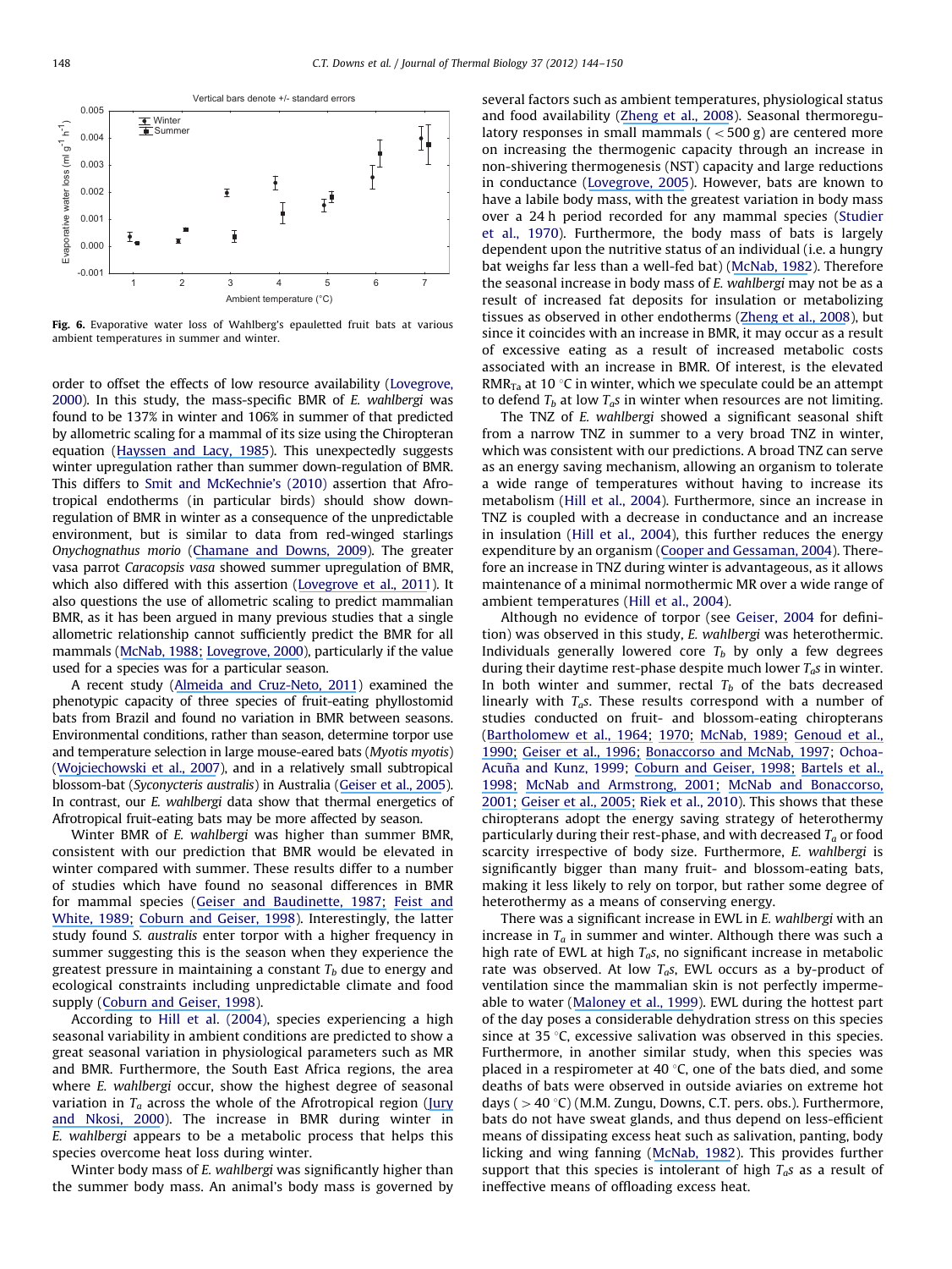Fig. 6. Evaporative water loss of Wahlberg's epauletted fruit bats at various ambient temperatures in summer and winter.

order to offset the effects of low resource availability (Lovegrove, 2000). In this study, the mass-specific BMR of *E. wahlbergi* was found to be 137% in winter and 106% in summer of that predicted by allometric scaling for a mammal of its size using the Chiropteran equation (Hayssen and Lacy, 1985). This unexpectedly suggests winter upregulation rather than summer down-regulation of BMR. This differs to Smit and McKechnie's (2010) assertion that Afrotropical endotherms (in particular birds) should show down-regulation of BMR in winter as a consequence of the unpredictable environment, but is similar to data from red-winged starlings *Onychognathus morio* (Chamane and Downs, 2009). The greater vasa parrot *Caracopsis vasa* showed summer upregulation of BMR, which also differed with this assertion (Lovegrove et al., 2011). It also questions the use of allometric scaling to predict mammalian BMR, as it has been argued in many previous studies that a single allometric relationship cannot sufficiently predict the BMR for all mammals (McNab, 1988; Lovegrove, 2000), particularly if the value used for a species was for a particular season.

A recent study (Almeida and Cruz-Neto, 2011) examined the phenotypic capacity of three species of fruit-eating phyllostomid bats from Brazil and found no variation in BMR between seasons. Environmental conditions, rather than season, determine torpor use and temperature selection in large mouse-eared bats (*Myotis myotis*) (Wojciechowski et al., 2007), and in a relatively small subtropical blossom-bat (*Syconycteris australis*) in Australia (Geiser et al., 2005). In contrast, our *E. wahlbergi* data show that thermal energetics of Afrotropical fruit-eating bats may be more affected by season.

Winter BMR of *E. wahlbergi* was higher than summer BMR, consistent with our prediction that BMR would be elevated in winter compared with summer. These results differ to a number of studies which have found no seasonal differences in BMR for mammal species (Geiser and Baudinette, 1987; Feist and White, 1989; Coburn and Geiser, 1998). Interestingly, the latter study found *S. australis* enter torpor with a higher frequency in summer suggesting this is the season when they experience the greatest pressure in maintaining a constant $T_b$ due to energy and ecological constraints including unpredictable climate and food supply (Coburn and Geiser, 1998).

According to Hill et al. (2004), species experiencing a high seasonal variability in ambient conditions are predicted to show a great seasonal variation in physiological parameters such as MR and BMR. Furthermore, the South East Africa regions, the area where *E. wahlbergi* occur, show the highest degree of seasonal variation in $T_a$ across the whole of the Afrotropical region (Jury and Nkosi, 2000). The increase in BMR during winter in *E. wahlbergi* appears to be a metabolic process that helps this species overcome heat loss during winter.

Winter body mass of *E. wahlbergi* was significantly higher than the summer body mass. An animal's body mass is governed by several factors such as ambient temperatures, physiological status and food availability (Zheng et al., 2008). Seasonal thermoregulatory responses in small mammals (<500 g) are centered more on increasing the thermogenic capacity through an increase in non-shivering thermogenesis (NST) capacity and large reductions in conductance (Lovegrove, 2005). However, bats are known to have a labile body mass, with the greatest variation in body mass over a 24 h period recorded for any mammal species (Studier et al., 1970). Furthermore, the body mass of bats is largely dependent upon the nutritive status of an individual (i.e. a hungry bat weighs far less than a well-fed bat) (McNab, 1982). Therefore the seasonal increase in body mass of *E. wahlbergi* may not be as a result of increased fat deposits for insulation or metabolizing tissues as observed in other endotherms (Zheng et al., 2008), but since it coincides with an increase in BMR, it may occur as a result of excessive eating as a result of increased metabolic costs associated with an increase in BMR. Of interest, is the elevated $RMR_{Ta}$ at 10 °C in winter, which we speculate could be an attempt to defend $T_b$ at low $T_a$s in winter when resources are not limiting.

The TNZ of *E. wahlbergi* showed a significant seasonal shift from a narrow TNZ in summer to a very broad TNZ in winter, which was consistent with our predictions. A broad TNZ can serve as an energy saving mechanism, allowing an organism to tolerate a wide range of temperatures without having to increase its metabolism (Hill et al., 2004). Furthermore, since an increase in TNZ is coupled with a decrease in conductance and an increase in insulation (Hill et al., 2004), this further reduces the energy expenditure by an organism (Cooper and Gessaman, 2004). Therefore an increase in TNZ during winter is advantageous, as it allows maintenance of a minimal normothermic MR over a wide range of ambient temperatures (Hill et al., 2004).

Although no evidence of torpor (see Geiser, 2004 for definition) was observed in this study, *E. wahlbergi* was heterothermic. Individuals generally lowered core $T_b$ by only a few degrees during their daytime rest-phase despite much lower $T_a$s in winter. In both winter and summer, rectal $T_b$ of the bats decreased linearly with $T_a$s. These results correspond with a number of studies conducted on fruit- and blossom-eating chiropterans (Bartholomew et al., 1964; 1970; McNab, 1989; Genoud et al., 1990; Geiser et al., 1996; Bonaccorso and McNab, 1997; Ochoa-Acuña and Kunz, 1999; Coburn and Geiser, 1998; Bartels et al., 1998; McNab and Armstrong, 2001; McNab and Bonaccorso, 2001; Geiser et al., 2005; Riek et al., 2010). This shows that these chiropterans adopt the energy saving strategy of heterothermy particularly during their rest-phase, and with decreased $T_a$ or food scarcity irrespective of body size. Furthermore, *E. wahlbergi* is significantly bigger than many fruit- and blossom-eating bats, making it less likely to rely on torpor, but rather some degree of heterothermy as a means of conserving energy.

There was a significant increase in EWL in *E. wahlbergi* with an increase in $T_a$ in summer and winter. Although there was such a high rate of EWL at high $T_a$s, no significant increase in metabolic rate was observed. At low $T_a$s, EWL occurs as a by-product of ventilation since the mammalian skin is not perfectly impermeable to water (Maloney et al., 1999). EWL during the hottest part of the day poses a considerable dehydration stress on this species since at 35 °C, excessive salivation was observed in this species. Furthermore, in another similar study, when this species was placed in a respirometer at 40 °C, one of the bats died, and some deaths of bats were observed in outside aviaries on extreme hot days (>40 °C) (M.M. Zungu, Downs, C.T. pers. obs.). Furthermore, bats do not have sweat glands, and thus depend on less-efficient means of dissipating excess heat such as salivation, panting, body licking and wing fanning (McNab, 1982). This provides further support that this species is intolerant of high $T_a$s as a result of ineffective means of offloading excess heat.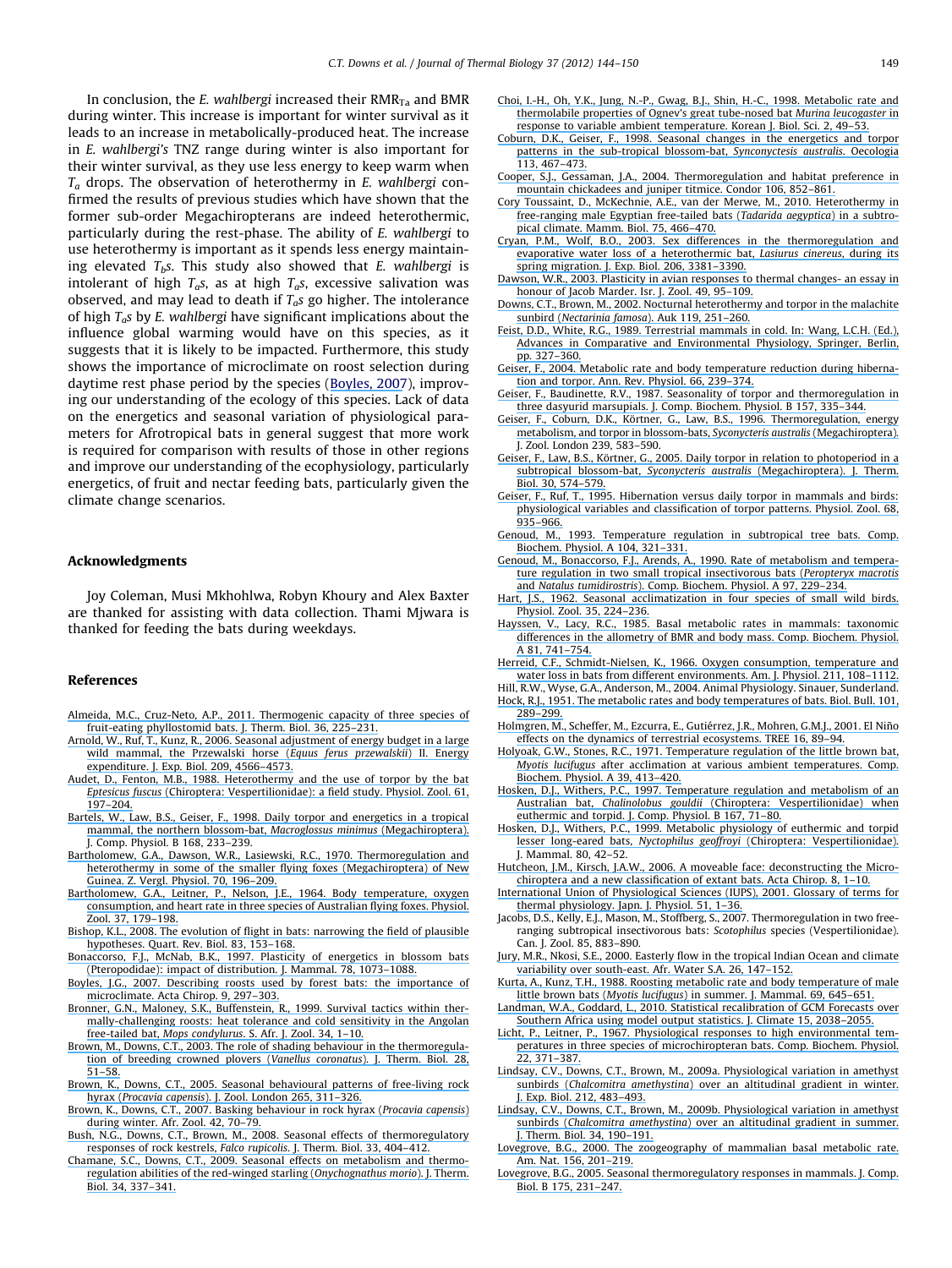In conclusion, the *E. wahlbergi* increased their $RMR_{Ta}$ and BMR during winter. This increase is important for winter survival as it leads to an increase in metabolically-produced heat. The increase in *E. wahlbergi's* TNZ range during winter is also important for their winter survival, as they use less energy to keep warm when $T_a$ drops. The observation of heterothermy in *E. wahlbergi* confirmed the results of previous studies which have shown that the former sub-order Megachiropterans are indeed heterothermic, particularly during the rest-phase. The ability of *E. wahlbergi* to use heterothermy is important as it spends less energy maintaining elevated $T_b$s. This study also showed that *E. wahlbergi* is intolerant of high $T_a$s, as at high $T_a$s, excessive salivation was observed, and may lead to death if $T_a$s go higher. The intolerance of high $T_a$s by *E. wahlbergi* have significant implications about the influence global warming would have on this species, as it suggests that it is likely to be impacted. Furthermore, this study shows the importance of microclimate on roost selection during daytime rest phase period by the species (Boyles, 2007), improving our understanding of the ecology of this species. Lack of data on the energetics and seasonal variation of physiological parameters for Afrotropical bats in general suggest that more work is required for comparison with results of those in other regions and improve our understanding of the ecophysiology, particularly energetics, of fruit and nectar feeding bats, particularly given the climate change scenarios.

## Acknowledgments

Joy Coleman, Musi Mkhohlwa, Robyn Khoury and Alex Baxter are thanked for assisting with data collection. Thami Mjwara is thanked for feeding the bats during weekdays.

## References

Almeida, M.C., Cruz-Neto, A.P., 2011. Thermogenic capacity of three species of fruit-eating phyllostomid bats. J. Therm. Biol. 36, 225–231.

Arnold, W., Ruf, T., Kunz, R., 2006. Seasonal adjustment of energy budget in a large wild mammal, the Przewalski horse (*Equus ferus przewalskii*) II. Energy expenditure. J. Exp. Biol. 209, 4566–4573.

Audet, D., Fenton, M.B., 1988. Heterothermy and the use of torpor by the bat *Eptesicus fuscus* (Chiroptera: Vespertilionidae): a field study. Physiol. Zool. 61, 197–204.

Bartels, W., Law, B.S., Geiser, F., 1998. Daily torpor and energetics in a tropical mammal, the northern blossom-bat, *Macroglossus minimus* (Megachiroptera). J. Comp. Physiol. B 168, 233–239.

Bartholomew, G.A., Dawson, W.R., Lasiewski, R.C., 1970. Thermoregulation and heterothermy in some of the smaller flying foxes (Megachiroptera) of New Guinea. Z. Vergl. Physiol. 70, 196–209.

Bartholomew, G.A., Leitner, P., Nelson, J.E., 1964. Body temperature, oxygen consumption, and heart rate in three species of Australian flying foxes. Physiol. Zool. 37, 179–198.

Bishop, K.L., 2008. The evolution of flight in bats: narrowing the field of plausible hypotheses. Quart. Rev. Biol. 83, 153–168.

Bonaccorso, F.J., McNab, B.K., 1997. Plasticity of energetics in blossom bats (Pteropodidae): impact of distribution. J. Mammal. 78, 1073–1088.

Boyles, J.G., 2007. Describing roosts used by forest bats: the importance of microclimate. Acta Chirop. 9, 297–303.

Bronner, G.N., Maloney, S.K., Buffenstein, R., 1999. Survival tactics within thermally-challenging roosts: heat tolerance and cold sensitivity in the Angolan free-tailed bat, *Mops condylurus*. S. Afr. J. Zool. 34, 1–10.

Brown, M., Downs, C.T., 2003. The role of shading behaviour in the thermoregulation of breeding crowned plovers (*Vanellus coronatus*). J. Therm. Biol. 28, 51–58.

Brown, K., Downs, C.T., 2005. Seasonal behavioural patterns of free-living rock hyrax (*Procavia capensis*). J. Zool. London 265, 311–326.

Brown, K., Downs, C.T., 2007. Basking behaviour in rock hyrax (*Procavia capensis*) during winter. Afr. Zool. 42, 70–79.

Bush, N.G., Downs, C.T., Brown, M., 2008. Seasonal effects of thermoregulatory responses of rock kestrels, *Falco rupicolis*. J. Therm. Biol. 33, 404–412.

Chamane, S.C., Downs, C.T., 2009. Seasonal effects on metabolism and thermoregulation abilities of the red-winged starling (*Onychognathus morio*). J. Therm. Biol. 34, 337–341.

Choi, I.-H., Oh, Y.K., Jung, N.-P., Gwag, B.J., Shin, H.-C., 1998. Metabolic rate and thermolabile properties of Ognev's great tube-nosed bat *Murina leucogaster* in response to variable ambient temperature. Korean J. Biol. Sci. 2, 49–53.

Coburn, D.K., Geiser, F., 1998. Seasonal changes in the energetics and torpor patterns in the sub-tropical blossom-bat, *Syconycteris australis*. Oecologia 113, 467–473.

Cooper, S.J., Gessaman, J.A., 2004. Thermoregulation and habitat preference in mountain chickadees and juniper titmice. Condor 106, 852–861.

Cory Toussaint, D., McKechnie, A.E., van der Merwe, M., 2010. Heterothermy in free-ranging male Egyptian free-tailed bats (*Tadarida aegyptica*) in a subtropical climate. Mamm. Biol. 75, 466–470.

Cryan, P.M., Wolf, B.O., 2003. Sex differences in the thermoregulation and evaporative water loss of a heterothermic bat, *Lasiurus cinereus*, during its spring migration. J. Exp. Biol. 206, 3381–3390.

Dawson, W.R., 2003. Plasticity in avian responses to thermal changes- an essay in honour of Jacob Marder. Isr. J. Zool. 49, 95–109.

Downs, C.T., Brown, M., 2002. Nocturnal heterothermy and torpor in the malachite sunbird (*Nectarinia famosa*). Auk 119, 251–260.

Feist, D.D., White, R.G., 1989. Terrestrial mammals in cold. In: Wang, L.C.H. (Ed.), Advances in Comparative and Environmental Physiology, Springer, Berlin, pp. 327–360.

Geiser, F., 2004. Metabolic rate and body temperature reduction during hibernation and torpor. Ann. Rev. Physiol. 66, 239–374.

Geiser, F., Baudinette, R.V., 1987. Seasonality of torpor and thermoregulation in three dasyurid marsupials. J. Comp. Biochem. Physiol. B 157, 335–344.

Geiser, F., Coburn, D.K., Körtner, G., Law, B.S., 1996. Thermoregulation, energy metabolism, and torpor in blossom-bats, *Syconycteris australis* (Megachiroptera). J. Zool. London 239, 583–590.

Geiser, F., Law, B.S., Körtner, G., 2005. Daily torpor in relation to photoperiod in a subtropical blossom-bat, *Syconycteris australis* (Megachiroptera). J. Therm. Biol. 30, 574–579.

Geiser, F., Ruf, T., 1995. Hibernation versus daily torpor in mammals and birds: physiological variables and classification of torpor patterns. Physiol. Zool. 68, 935–966.

Genoud, M., 1993. Temperature regulation in subtropical tree bats. Comp. Biochem. Physiol. A 104, 321–331.

Genoud, M., Bonaccorso, F.J., Arends, A., 1990. Rate of metabolism and temperature regulation in two small tropical insectivorous bats (*Peropteryx macrotis* and *Natalus tumidirostris*). Comp. Biochem. Physiol. A 97, 229–234.

Hart, J.S., 1962. Seasonal acclimatization in four species of small wild birds. Physiol. Zool. 35, 224–236.

Hayssen, V., Lacy, R.C., 1985. Basal metabolic rates in mammals: taxonomic differences in the allometry of BMR and body mass. Comp. Biochem. Physiol. A 81, 741–754.

Herreid, C.F., Schmidt-Nielsen, K., 1966. Oxygen consumption, temperature and water loss in bats from different environments. Am. J. Physiol. 211, 108–1112.

Hill, R.W., Wyse, G.A., Anderson, M., 2004. Animal Physiology. Sinauer, Sunderland.

Hock, R.J., 1951. The metabolic rates and body temperatures of bats. Biol. Bull. 101, 289–299.

Holmgren, M., Scheffer, M., Ezcurra, E., Gutiérrez, J.R., Mohren, G.M.J., 2001. El Niño effects on the dynamics of terrestrial ecosystems. TREE 16, 89–94.

Holyoak, G.W., Stones, R.C., 1971. Temperature regulation of the little brown bat, *Myotis lucifugus* after acclimation at various ambient temperatures. Comp. Biochem. Physiol. A 39, 413–420.

Hosken, D.J., Withers, P.C., 1997. Temperature regulation and metabolism of an Australian bat, *Chalinolobus gouldii* (Chiroptera: Vespertilionidae) when euthermic and torpid. J. Comp. Physiol. B 167, 71–80.

Hosken, D.J., Withers, P.C., 1999. Metabolic physiology of euthermic and torpid lesser long-eared bats, *Nyctophilus geoffroyi* (Chiroptera: Vespertilionidae). J. Mammal. 80, 42–52.

Hutcheon, J.M., Kirsch, J.A.W., 2006. A moveable face: deconstructing the Microchiroptera and a new classification of extant bats. Acta Chirop. 8, 1–10.

International Union of Physiological Sciences (IUPS), 2001. Glossary of terms for thermal physiology. Japn. J. Physiol. 51, 1–36.

Jacobs, D.S., Kelly, E.J., Mason, M., Stoffberg, S., 2007. Thermoregulation in two free-ranging subtropical insectivorous bats: *Scotophilus* species (Vespertilionidae). Can. J. Zool. 85, 883–890.

Jury, M.R., Nkosi, S.E., 2000. Easterly flow in the tropical Indian Ocean and climate variability over south-east. Afr. Water S.A. 26, 147–152.

Kurta, A., Kunz, T.H., 1988. Roosting metabolic rate and body temperature of male little brown bats (*Myotis lucifugus*) in summer. J. Mammal. 69, 645–651.

Landman, W.A., Goddard, L., 2010. Statistical recalibration of GCM Forecasts over Southern Africa using model output statistics. J. Climate 15, 2038–2055.

Licht, P., Leitner, P., 1967. Physiological responses to high environmental temperatures in three species of microchiropteran bats. Comp. Biochem. Physiol. 22, 371–387.

Lindsay, C.V., Downs, C.T., Brown, M., 2009a. Physiological variation in amethyst sunbirds (*Chalcomitra amethystina*) over an altitudinal gradient in winter. J. Exp. Biol. 212, 483–493.

Lindsay, C.V., Downs, C.T., Brown, M., 2009b. Physiological variation in amethyst sunbirds (*Chalcomitra amethystina*) over an altitudinal gradient in summer. J. Therm. Biol. 34, 190–191.

Lovegrove, B.G., 2000. The zoogeography of mammalian basal metabolic rate. Am. Nat. 156, 201–219.

Lovegrove, B.G., 2005. Seasonal thermoregulatory responses in mammals. J. Comp. Biol. B 175, 231–247.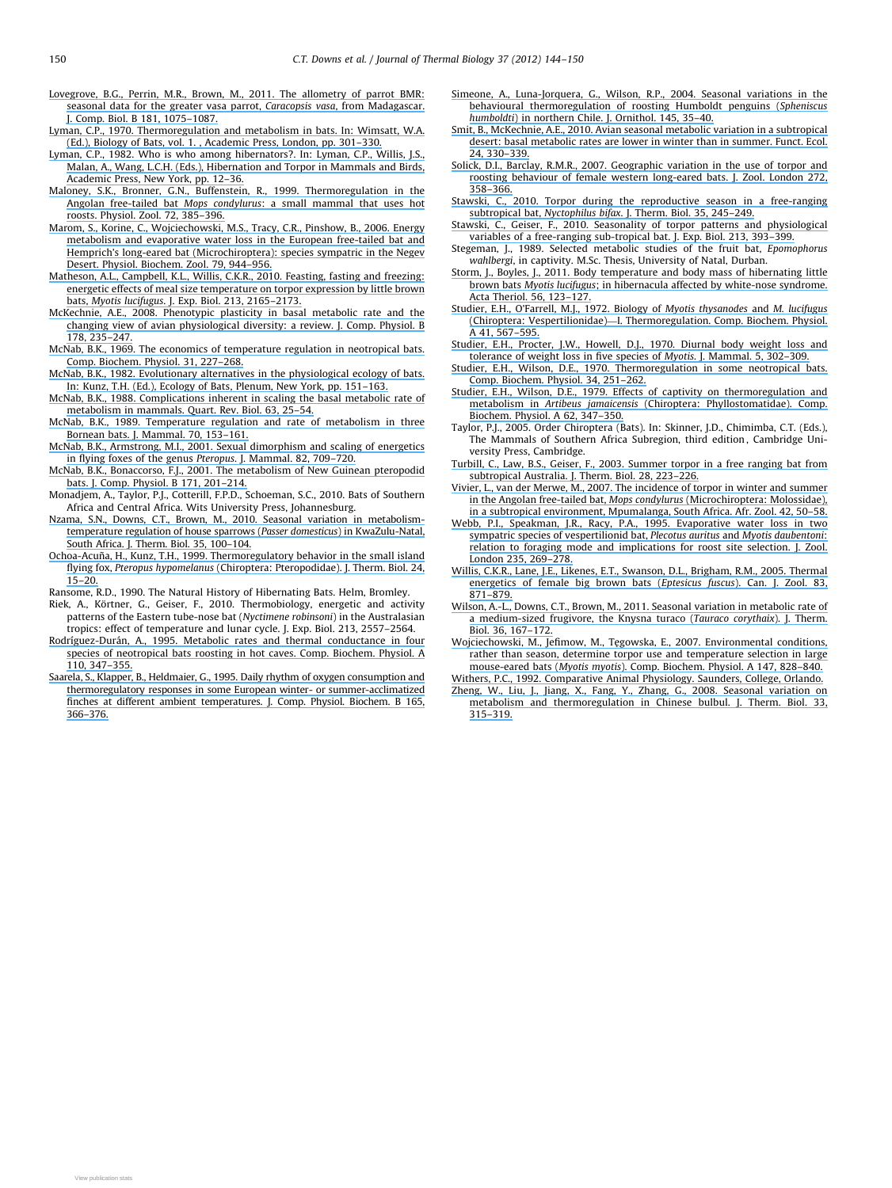Lovegrove, B.G., Perrin, M.R., Brown, M., 2011. The allometry of parrot BMR: seasonal data for the greater vasa parrot, *Caracopsis vasa*, from Madagascar. J. Comp. Biol. B 181, 1075–1087.

Lyman, C.P., 1970. Thermoregulation and metabolism in bats. In: Wimsatt, W.A. (Ed.), Biology of Bats, vol. 1. , Academic Press, London, pp. 301–330.

Lyman, C.P., 1982. Who is who among hibernators?. In: Lyman, C.P., Willis, J.S., Malan, A., Wang, L.C.H. (Eds.), Hibernation and Torpor in Mammals and Birds, Academic Press, New York, pp. 12–36.

Maloney, S.K., Bronner, G.N., Buffenstein, R., 1999. Thermoregulation in the Angolan free-tailed bat *Mops condylurus*: a small mammal that uses hot roosts. Physiol. Zool. 72, 385–396.

Marom, S., Korine, C., Wojciechowski, M.S., Tracy, C.R., Pinshow, B., 2006. Energy metabolism and evaporative water loss in the European free-tailed bat and Hemprich's long-eared bat (Microchiroptera): species sympatric in the Negev Desert. Physiol. Biochem. Zool. 79, 944–956.

Matheson, A.L., Campbell, K.L., Willis, C.K.R., 2010. Feasting, fasting and freezing: energetic effects of meal size temperature on torpor expression by little brown bats, *Myotis lucifugus*. J. Exp. Biol. 213, 2165–2173.

McKechnie, A.E., 2008. Phenotypic plasticity in basal metabolic rate and the changing view of avian physiological diversity: a review. J. Comp. Physiol. B 178, 235–247.

McNab, B.K., 1969. The economics of temperature regulation in neotropical bats. Comp. Biochem. Physiol. 31, 227–268.

McNab, B.K., 1982. Evolutionary alternatives in the physiological ecology of bats. In: Kunz, T.H. (Ed.), Ecology of Bats, Plenum, New York, pp. 151–163.

McNab, B.K., 1988. Complications inherent in scaling the basal metabolic rate of metabolism in mammals. Quart. Rev. Biol. 63, 25–54.

McNab, B.K., 1989. Temperature regulation and rate of metabolism in three Bornean bats. J. Mammal. 70, 153–161.

McNab, B.K., Armstrong, M.I., 2001. Sexual dimorphism and scaling of energetics in flying foxes of the genus *Pteropus*. J. Mammal. 82, 709–720.

McNab, B.K., Bonaccorso, F.J., 2001. The metabolism of New Guinean pteropodid bats. J. Comp. Physiol. B 171, 201–214.

Monadjem, A., Taylor, P.J., Cotterill, F.P.D., Schoeman, S.C., 2010. Bats of Southern Africa and Central Africa. Wits University Press, Johannesburg.

Nzama, S.N., Downs, C.T., Brown, M., 2010. Seasonal variation in metabolism-temperature regulation of house sparrows (*Passer domesticus*) in KwaZulu-Natal, South Africa. J. Therm. Biol. 35, 100–104.

Ochoa-Acuña, H., Kunz, T.H., 1999. Thermoregulatory behavior in the small island flying fox, *Pteropus hypomelanus* (Chiroptera: Pteropodidae). J. Therm. Biol. 24, 15–20.

Ransome, R.D., 1990. The Natural History of Hibernating Bats. Helm, Bromley.

Riek, A., Körtner, G., Geiser, F., 2010. Thermobiology, energetic and activity patterns of the Eastern tube-nose bat (*Nyctimene robinsoni*) in the Australasian tropics: effect of temperature and lunar cycle. J. Exp. Biol. 213, 2557–2564.

Rodríguez-Durán, A., 1995. Metabolic rates and thermal conductance in four species of neotropical bats roosting in hot caves. Comp. Biochem. Physiol. A 110, 347–355.

Saarela, S., Klapper, B., Heldmaier, G., 1995. Daily rhythm of oxygen consumption and thermoregulatory responses in some European winter- or summer-acclimatized finches at different ambient temperatures. J. Comp. Physiol. Biochem. B 165, 366–376.

Simeone, A., Luna-Jorquera, G., Wilson, R.P., 2004. Seasonal variations in the behavioural thermoregulation of roosting Humboldt penguins (*Spheniscus humboldti*) in northern Chile. J. Ornithol. 145, 35–40.

Smit, B., McKechnie, A.E., 2010. Avian seasonal metabolic variation in a subtropical desert: basal metabolic rates are lower in winter than in summer. Funct. Ecol. 24, 330–339.

Solick, D.I., Barclay, R.M.R., 2007. Geographic variation in the use of torpor and roosting behaviour of female western long-eared bats. J. Zool. London 272, 358–366.

Stawski, C., 2010. Torpor during the reproductive season in a free-ranging subtropical bat, *Nyctophilus bifax*. J. Therm. Biol. 35, 245–249.

Stawski, C., Geiser, F., 2010. Seasonality of torpor patterns and physiological variables of a free-ranging sub-tropical bat. J. Exp. Biol. 213, 393–399.

Stegeman, J., 1989. Selected metabolic studies of the fruit bat, *Epomophorus wahlbergi*, in captivity. M.Sc. Thesis, University of Natal, Durban.

Storm, J., Boyles, J., 2011. Body temperature and body mass of hibernating little brown bats *Myotis lucifugus*; in hibernacula affected by white-nose syndrome. Acta Theriol. 56, 123–127.

Studier, E.H., O'Farrell, M.J., 1972. Biology of *Myotis thysanodes* and *M. lucifugus* (Chiroptera: Vespertilionidae)—I. Thermoregulation. Comp. Biochem. Physiol. A 41, 567–595.

Studier, E.H., Procter, J.W., Howell, D.J., 1970. Diurnal body weight loss and tolerance of weight loss in five species of *Myotis*. J. Mammal. 5, 302–309.

Studier, E.H., Wilson, D.E., 1970. Thermoregulation in some neotropical bats. Comp. Biochem. Physiol. 34, 251–262.

Studier, E.H., Wilson, D.E., 1979. Effects of captivity on thermoregulation and metabolism in *Artibeus jamaicensis* (Chiroptera: Phyllostomatidae). Comp. Biochem. Physiol. A 62, 347–350.

Taylor, P.J., 2005. Order Chiroptera (Bats). In: Skinner, J.D., Chimimba, C.T. (Eds.), The Mammals of Southern Africa Subregion, third edition , Cambridge University Press, Cambridge.

Turbill, C., Law, B.S., Geiser, F., 2003. Summer torpor in a free ranging bat from subtropical Australia. J. Therm. Biol. 28, 223–226.

Vivier, L., van der Merwe, M., 2007. The incidence of torpor in winter and summer in the Angolan free-tailed bat, *Mops condylurus* (Microchiroptera: Molossidae), in a subtropical environment, Mpumalanga, South Africa. Afr. Zool. 42, 50–58.

Webb, P.I., Speakman, J.R., Racy, P.A., 1995. Evaporative water loss in two sympatric species of vespertilionid bat, *Plecotus auritus* and *Myotis daubentoni*: relation to foraging mode and implications for roost site selection. J. Zool. London 235, 269–278.

Willis, C.K.R., Lane, J.E., Likenes, E.T., Swanson, D.L., Brigham, R.M., 2005. Thermal energetics of female big brown bats (*Eptesicus fuscus*). Can. J. Zool. 83, 871–879.

Wilson, A.-L., Downs, C.T., Brown, M., 2011. Seasonal variation in metabolic rate of a medium-sized frugivore, the Knysna turaco (*Tauraco corythaix*). J. Therm. Biol. 36, 167–172.

Wojciechowski, M., Jefimow, M., Tęgowska, E., 2007. Environmental conditions, rather than season, determine torpor use and temperature selection in large mouse-eared bats (*Myotis myotis*). Comp. Biochem. Physiol. A 147, 828–840.

Withers, P.C., 1992. Comparative Animal Physiology. Saunders, College, Orlando.

Zheng, W., Liu, J., Jiang, X., Fang, Y., Zhang, G., 2008. Seasonal variation on metabolism and thermoregulation in Chinese bulbul. J. Therm. Biol. 33, 315–319.